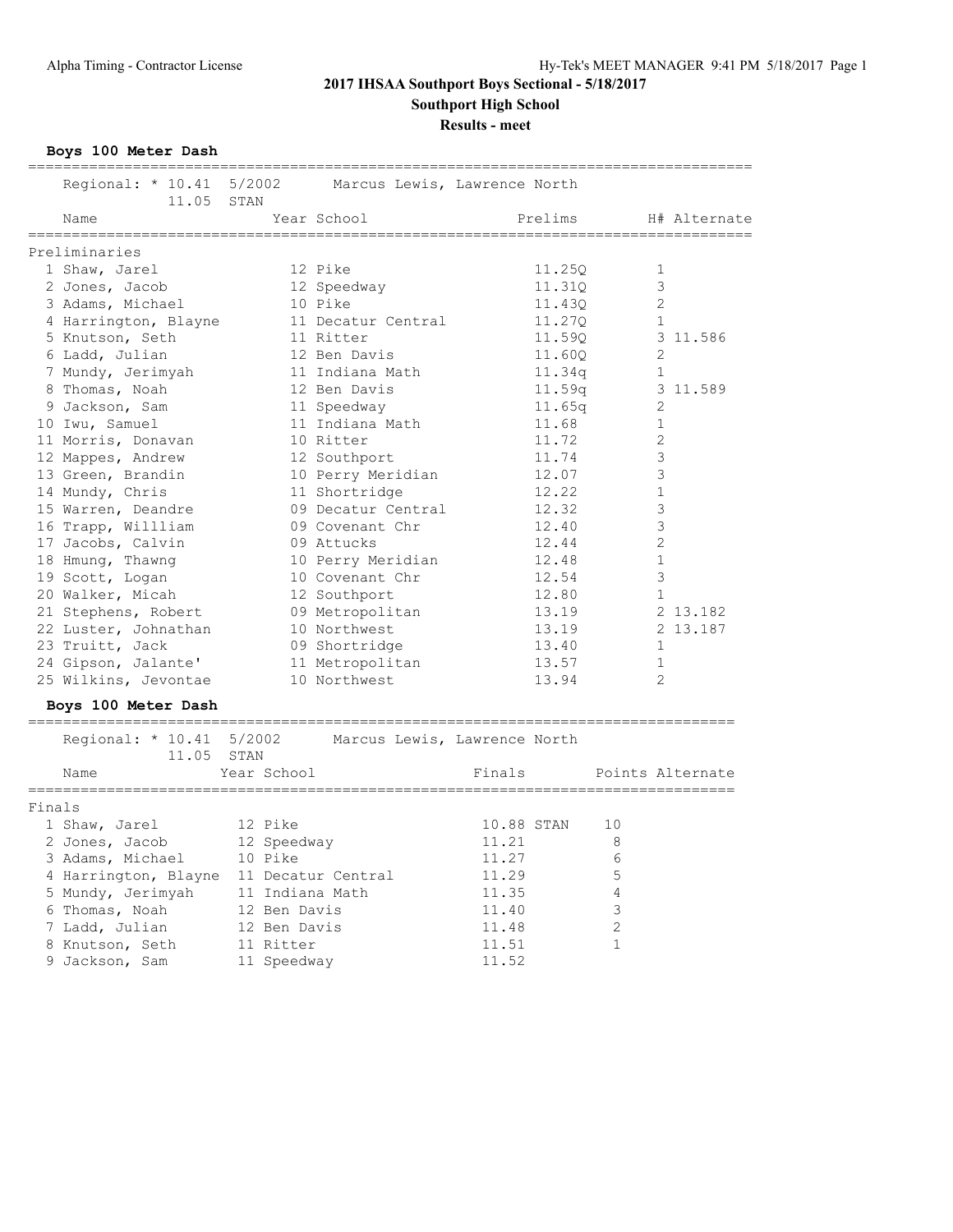# 2017 IHSAA Southport Boys Sectional - 5/18/2017

## Southport High School

### Results - meet

**Boys 100 Meter Dash**

Regional: * 10.41 5/2002 Marcus Lewis, Lawrence North
11.05 STAN

Preliminaries

| | Name | Year | School | Prelims | H# | Alternate |
|---|---|---|---|---|---|---|
| 1 | Shaw, Jarel | 12 | Pike | 11.25Q | 1 | |
| 2 | Jones, Jacob | 12 | Speedway | 11.31Q | 3 | |
| 3 | Adams, Michael | 10 | Pike | 11.43Q | 2 | |
| 4 | Harrington, Blayne | 11 | Decatur Central | 11.27Q | 1 | |
| 5 | Knutson, Seth | 11 | Ritter | 11.59Q | 3 | 11.586 |
| 6 | Ladd, Julian | 12 | Ben Davis | 11.60Q | 2 | |
| 7 | Mundy, Jerimyah | 11 | Indiana Math | 11.34q | 1 | |
| 8 | Thomas, Noah | 12 | Ben Davis | 11.59q | 3 | 11.589 |
| 9 | Jackson, Sam | 11 | Speedway | 11.65q | 2 | |
| 10 | Iwu, Samuel | 11 | Indiana Math | 11.68 | 1 | |
| 11 | Morris, Donavan | 10 | Ritter | 11.72 | 2 | |
| 12 | Mappes, Andrew | 12 | Southport | 11.74 | 3 | |
| 13 | Green, Brandin | 10 | Perry Meridian | 12.07 | 3 | |
| 14 | Mundy, Chris | 11 | Shortridge | 12.22 | 1 | |
| 15 | Warren, Deandre | 09 | Decatur Central | 12.32 | 3 | |
| 16 | Trapp, Willliam | 09 | Covenant Chr | 12.40 | 3 | |
| 17 | Jacobs, Calvin | 09 | Attucks | 12.44 | 2 | |
| 18 | Hmung, Thawng | 10 | Perry Meridian | 12.48 | 1 | |
| 19 | Scott, Logan | 10 | Covenant Chr | 12.54 | 3 | |
| 20 | Walker, Micah | 12 | Southport | 12.80 | 1 | |
| 21 | Stephens, Robert | 09 | Metropolitan | 13.19 | 2 | 13.182 |
| 22 | Luster, Johnathan | 10 | Northwest | 13.19 | 2 | 13.187 |
| 23 | Truitt, Jack | 09 | Shortridge | 13.40 | 1 | |
| 24 | Gipson, Jalante' | 11 | Metropolitan | 13.57 | 1 | |
| 25 | Wilkins, Jevontae | 10 | Northwest | 13.94 | 2 | |

**Boys 100 Meter Dash**

Regional: * 10.41 5/2002 Marcus Lewis, Lawrence North
11.05 STAN

Finals

| | Name | Year | School | Finals | Points | Alternate |
|---|---|---|---|---|---|---|
| 1 | Shaw, Jarel | 12 | Pike | 10.88 STAN | 10 | |
| 2 | Jones, Jacob | 12 | Speedway | 11.21 | 8 | |
| 3 | Adams, Michael | 10 | Pike | 11.27 | 6 | |
| 4 | Harrington, Blayne | 11 | Decatur Central | 11.29 | 5 | |
| 5 | Mundy, Jerimyah | 11 | Indiana Math | 11.35 | 4 | |
| 6 | Thomas, Noah | 12 | Ben Davis | 11.40 | 3 | |
| 7 | Ladd, Julian | 12 | Ben Davis | 11.48 | 2 | |
| 8 | Knutson, Seth | 11 | Ritter | 11.51 | 1 | |
| 9 | Jackson, Sam | 11 | Speedway | 11.52 | | |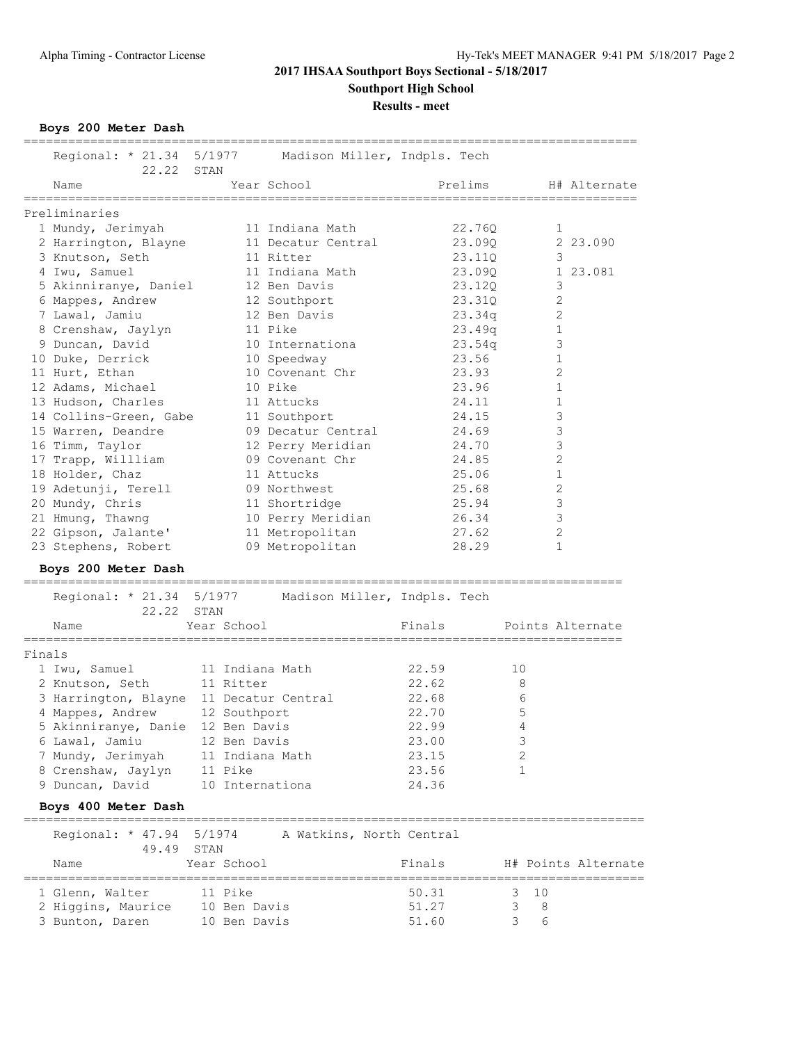# 2017 IHSAA Southport Boys Sectional - 5/18/2017

## Southport High School

### Results - meet

**Boys 200 Meter Dash**

Regional: * 21.34 5/1977 Madison Miller, Indpls. Tech
22.22 STAN

| | Name | Year | School | Prelims | H# | Alternate |
|---|---|---|---|---|---|---|
| Preliminaries | | | | | | |
| 1 | Mundy, Jerimyah | 11 | Indiana Math | 22.76Q | 1 | |
| 2 | Harrington, Blayne | 11 | Decatur Central | 23.09Q | 2 | 23.090 |
| 3 | Knutson, Seth | 11 | Ritter | 23.11Q | 3 | |
| 4 | Iwu, Samuel | 11 | Indiana Math | 23.09Q | 1 | 23.081 |
| 5 | Akinniranye, Daniel | 12 | Ben Davis | 23.12Q | 3 | |
| 6 | Mappes, Andrew | 12 | Southport | 23.31Q | 2 | |
| 7 | Lawal, Jamiu | 12 | Ben Davis | 23.34q | 2 | |
| 8 | Crenshaw, Jaylyn | 11 | Pike | 23.49q | 1 | |
| 9 | Duncan, David | 10 | Internationa | 23.54q | 3 | |
| 10 | Duke, Derrick | 10 | Speedway | 23.56 | 1 | |
| 11 | Hurt, Ethan | 10 | Covenant Chr | 23.93 | 2 | |
| 12 | Adams, Michael | 10 | Pike | 23.96 | 1 | |
| 13 | Hudson, Charles | 11 | Attucks | 24.11 | 1 | |
| 14 | Collins-Green, Gabe | 11 | Southport | 24.15 | 3 | |
| 15 | Warren, Deandre | 09 | Decatur Central | 24.69 | 3 | |
| 16 | Timm, Taylor | 12 | Perry Meridian | 24.70 | 3 | |
| 17 | Trapp, Willliam | 09 | Covenant Chr | 24.85 | 2 | |
| 18 | Holder, Chaz | 11 | Attucks | 25.06 | 1 | |
| 19 | Adetunji, Terell | 09 | Northwest | 25.68 | 2 | |
| 20 | Mundy, Chris | 11 | Shortridge | 25.94 | 3 | |
| 21 | Hmung, Thawng | 10 | Perry Meridian | 26.34 | 3 | |
| 22 | Gipson, Jalante' | 11 | Metropolitan | 27.62 | 2 | |
| 23 | Stephens, Robert | 09 | Metropolitan | 28.29 | 1 | |

**Boys 200 Meter Dash**

Regional: * 21.34 5/1977 Madison Miller, Indpls. Tech
22.22 STAN

| | Name | Year | School | Finals | Points | Alternate |
|---|---|---|---|---|---|---|
| Finals | | | | | | |
| 1 | Iwu, Samuel | 11 | Indiana Math | 22.59 | 10 | |
| 2 | Knutson, Seth | 11 | Ritter | 22.62 | 8 | |
| 3 | Harrington, Blayne | 11 | Decatur Central | 22.68 | 6 | |
| 4 | Mappes, Andrew | 12 | Southport | 22.70 | 5 | |
| 5 | Akinniranye, Danie | 12 | Ben Davis | 22.99 | 4 | |
| 6 | Lawal, Jamiu | 12 | Ben Davis | 23.00 | 3 | |
| 7 | Mundy, Jerimyah | 11 | Indiana Math | 23.15 | 2 | |
| 8 | Crenshaw, Jaylyn | 11 | Pike | 23.56 | 1 | |
| 9 | Duncan, David | 10 | Internationa | 24.36 | | |

**Boys 400 Meter Dash**

Regional: * 47.94 5/1974 A Watkins, North Central
49.49 STAN

| | Name | Year | School | Finals | H# | Points | Alternate |
|---|---|---|---|---|---|---|---|
| 1 | Glenn, Walter | 11 | Pike | 50.31 | 3 | 10 | |
| 2 | Higgins, Maurice | 10 | Ben Davis | 51.27 | 3 | 8 | |
| 3 | Bunton, Daren | 10 | Ben Davis | 51.60 | 3 | 6 | |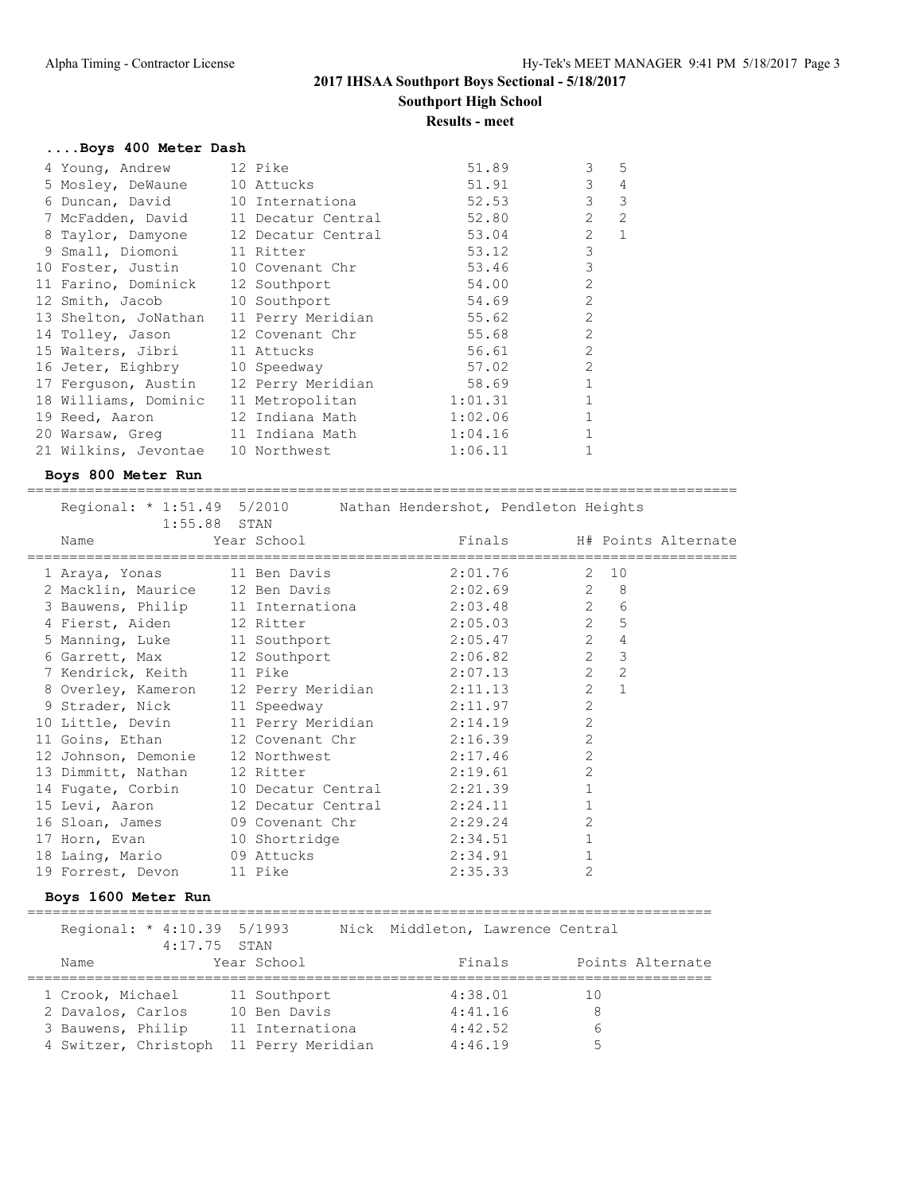## 2017 IHSAA Southport Boys Sectional - 5/18/2017

**Southport High School**

**Results - meet**

### ....Boys 400 Meter Dash

| Place | Name | Year | School | Finals | H# | Points |
|---|---|---|---|---|---|---|
| 4 | Young, Andrew | 12 | Pike | 51.89 | 3 | 5 |
| 5 | Mosley, DeWaune | 10 | Attucks | 51.91 | 3 | 4 |
| 6 | Duncan, David | 10 | Internationa | 52.53 | 3 | 3 |
| 7 | McFadden, David | 11 | Decatur Central | 52.80 | 2 | 2 |
| 8 | Taylor, Damyone | 12 | Decatur Central | 53.04 | 2 | 1 |
| 9 | Small, Diomoni | 11 | Ritter | 53.12 | 3 | |
| 10 | Foster, Justin | 10 | Covenant Chr | 53.46 | 3 | |
| 11 | Farino, Dominick | 12 | Southport | 54.00 | 2 | |
| 12 | Smith, Jacob | 10 | Southport | 54.69 | 2 | |
| 13 | Shelton, JoNathan | 11 | Perry Meridian | 55.62 | 2 | |
| 14 | Tolley, Jason | 12 | Covenant Chr | 55.68 | 2 | |
| 15 | Walters, Jibri | 11 | Attucks | 56.61 | 2 | |
| 16 | Jeter, Eighbry | 10 | Speedway | 57.02 | 2 | |
| 17 | Ferguson, Austin | 12 | Perry Meridian | 58.69 | 1 | |
| 18 | Williams, Dominic | 11 | Metropolitan | 1:01.31 | 1 | |
| 19 | Reed, Aaron | 12 | Indiana Math | 1:02.06 | 1 | |
| 20 | Warsaw, Greg | 11 | Indiana Math | 1:04.16 | 1 | |
| 21 | Wilkins, Jevontae | 10 | Northwest | 1:06.11 | 1 | |

### Boys 800 Meter Run

Regional: * 1:51.49 5/2010 Nathan Hendershot, Pendleton Heights
1:55.88 STAN

| Place | Name | Year | School | Finals | H# | Points | Alternate |
|---|---|---|---|---|---|---|---|
| 1 | Araya, Yonas | 11 | Ben Davis | 2:01.76 | 2 | 10 | |
| 2 | Macklin, Maurice | 12 | Ben Davis | 2:02.69 | 2 | 8 | |
| 3 | Bauwens, Philip | 11 | Internationa | 2:03.48 | 2 | 6 | |
| 4 | Fierst, Aiden | 12 | Ritter | 2:05.03 | 2 | 5 | |
| 5 | Manning, Luke | 11 | Southport | 2:05.47 | 2 | 4 | |
| 6 | Garrett, Max | 12 | Southport | 2:06.82 | 2 | 3 | |
| 7 | Kendrick, Keith | 11 | Pike | 2:07.13 | 2 | 2 | |
| 8 | Overley, Kameron | 12 | Perry Meridian | 2:11.13 | 2 | 1 | |
| 9 | Strader, Nick | 11 | Speedway | 2:11.97 | 2 | | |
| 10 | Little, Devin | 11 | Perry Meridian | 2:14.19 | 2 | | |
| 11 | Goins, Ethan | 12 | Covenant Chr | 2:16.39 | 2 | | |
| 12 | Johnson, Demonie | 12 | Northwest | 2:17.46 | 2 | | |
| 13 | Dimmitt, Nathan | 12 | Ritter | 2:19.61 | 2 | | |
| 14 | Fugate, Corbin | 10 | Decatur Central | 2:21.39 | 1 | | |
| 15 | Levi, Aaron | 12 | Decatur Central | 2:24.11 | 1 | | |
| 16 | Sloan, James | 09 | Covenant Chr | 2:29.24 | 2 | | |
| 17 | Horn, Evan | 10 | Shortridge | 2:34.51 | 1 | | |
| 18 | Laing, Mario | 09 | Attucks | 2:34.91 | 1 | | |
| 19 | Forrest, Devon | 11 | Pike | 2:35.33 | 2 | | |

### Boys 1600 Meter Run

Regional: * 4:10.39 5/1993 Nick Middleton, Lawrence Central
4:17.75 STAN

| Place | Name | Year | School | Finals | Points | Alternate |
|---|---|---|---|---|---|---|
| 1 | Crook, Michael | 11 | Southport | 4:38.01 | 10 | |
| 2 | Davalos, Carlos | 10 | Ben Davis | 4:41.16 | 8 | |
| 3 | Bauwens, Philip | 11 | Internationa | 4:42.52 | 6 | |
| 4 | Switzer, Christoph | 11 | Perry Meridian | 4:46.19 | 5 | |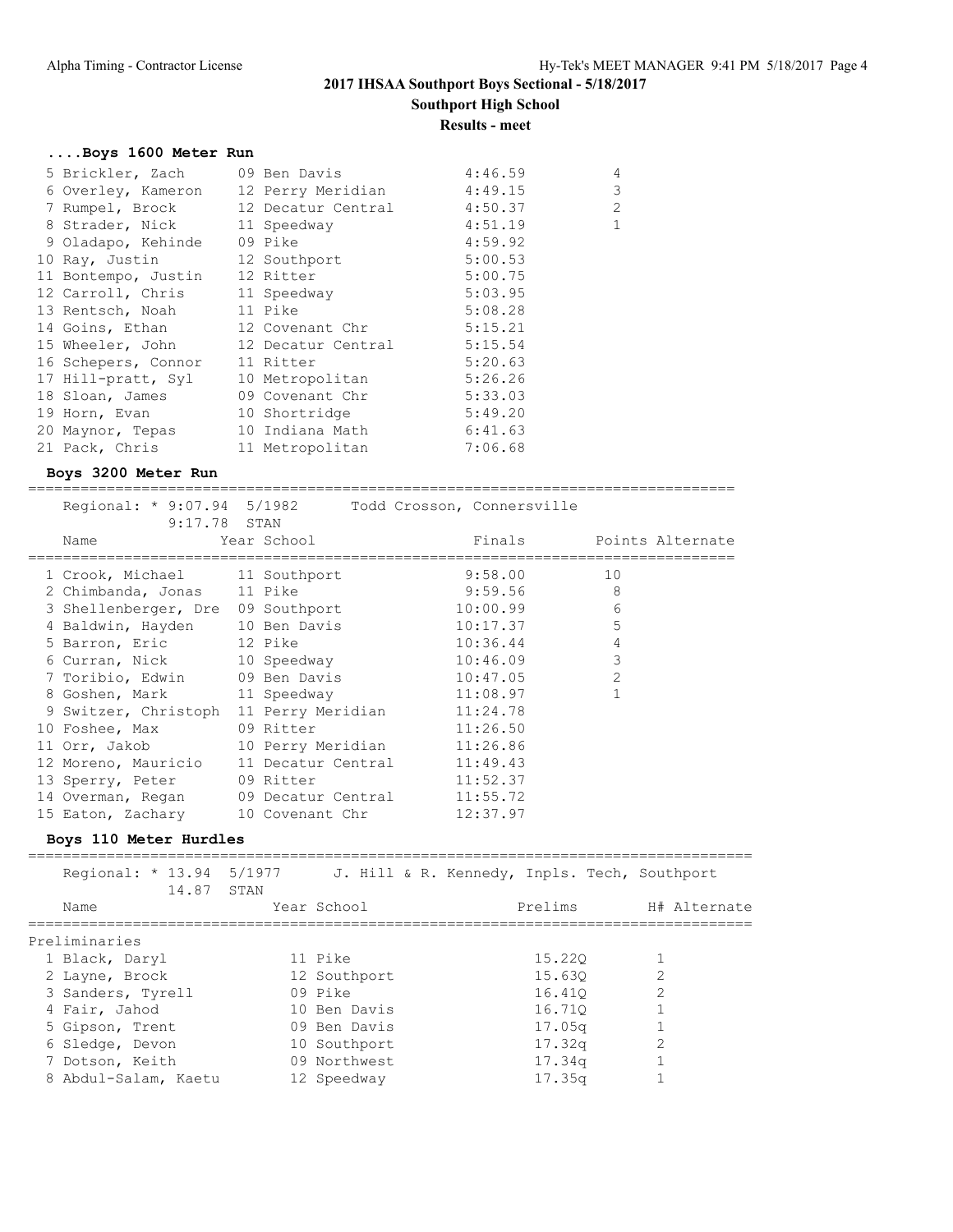# 2017 IHSAA Southport Boys Sectional - 5/18/2017

## Southport High School

### Results - meet

#### ....Boys 1600 Meter Run

| Place | Name | Year | School | Finals | Points |
|---|---|---|---|---|---|
| 5 | Brickler, Zach | 09 | Ben Davis | 4:46.59 | 4 |
| 6 | Overley, Kameron | 12 | Perry Meridian | 4:49.15 | 3 |
| 7 | Rumpel, Brock | 12 | Decatur Central | 4:50.37 | 2 |
| 8 | Strader, Nick | 11 | Speedway | 4:51.19 | 1 |
| 9 | Oladapo, Kehinde | 09 | Pike | 4:59.92 | |
| 10 | Ray, Justin | 12 | Southport | 5:00.53 | |
| 11 | Bontempo, Justin | 12 | Ritter | 5:00.75 | |
| 12 | Carroll, Chris | 11 | Speedway | 5:03.95 | |
| 13 | Rentsch, Noah | 11 | Pike | 5:08.28 | |
| 14 | Goins, Ethan | 12 | Covenant Chr | 5:15.21 | |
| 15 | Wheeler, John | 12 | Decatur Central | 5:15.54 | |
| 16 | Schepers, Connor | 11 | Ritter | 5:20.63 | |
| 17 | Hill-pratt, Syl | 10 | Metropolitan | 5:26.26 | |
| 18 | Sloan, James | 09 | Covenant Chr | 5:33.03 | |
| 19 | Horn, Evan | 10 | Shortridge | 5:49.20 | |
| 20 | Maynor, Tepas | 10 | Indiana Math | 6:41.63 | |
| 21 | Pack, Chris | 11 | Metropolitan | 7:06.68 | |

#### Boys 3200 Meter Run

Regional: * 9:07.94 5/1982 Todd Crosson, Connersville
9:17.78 STAN

| Place | Name | Year | School | Finals | Points | Alternate |
|---|---|---|---|---|---|---|
| 1 | Crook, Michael | 11 | Southport | 9:58.00 | 10 | |
| 2 | Chimbanda, Jonas | 11 | Pike | 9:59.56 | 8 | |
| 3 | Shellenberger, Dre | 09 | Southport | 10:00.99 | 6 | |
| 4 | Baldwin, Hayden | 10 | Ben Davis | 10:17.37 | 5 | |
| 5 | Barron, Eric | 12 | Pike | 10:36.44 | 4 | |
| 6 | Curran, Nick | 10 | Speedway | 10:46.09 | 3 | |
| 7 | Toribio, Edwin | 09 | Ben Davis | 10:47.05 | 2 | |
| 8 | Goshen, Mark | 11 | Speedway | 11:08.97 | 1 | |
| 9 | Switzer, Christoph | 11 | Perry Meridian | 11:24.78 | | |
| 10 | Foshee, Max | 09 | Ritter | 11:26.50 | | |
| 11 | Orr, Jakob | 10 | Perry Meridian | 11:26.86 | | |
| 12 | Moreno, Mauricio | 11 | Decatur Central | 11:49.43 | | |
| 13 | Sperry, Peter | 09 | Ritter | 11:52.37 | | |
| 14 | Overman, Regan | 09 | Decatur Central | 11:55.72 | | |
| 15 | Eaton, Zachary | 10 | Covenant Chr | 12:37.97 | | |

#### Boys 110 Meter Hurdles

Regional: * 13.94 5/1977 J. Hill & R. Kennedy, Inpls. Tech, Southport
14.87 STAN

Preliminaries

| Place | Name | Year | School | Prelims | H# | Alternate |
|---|---|---|---|---|---|---|
| 1 | Black, Daryl | 11 | Pike | 15.22Q | 1 | |
| 2 | Layne, Brock | 12 | Southport | 15.63Q | 2 | |
| 3 | Sanders, Tyrell | 09 | Pike | 16.41Q | 2 | |
| 4 | Fair, Jahod | 10 | Ben Davis | 16.71Q | 1 | |
| 5 | Gipson, Trent | 09 | Ben Davis | 17.05q | 1 | |
| 6 | Sledge, Devon | 10 | Southport | 17.32q | 2 | |
| 7 | Dotson, Keith | 09 | Northwest | 17.34q | 1 | |
| 8 | Abdul-Salam, Kaetu | 12 | Speedway | 17.35q | 1 | |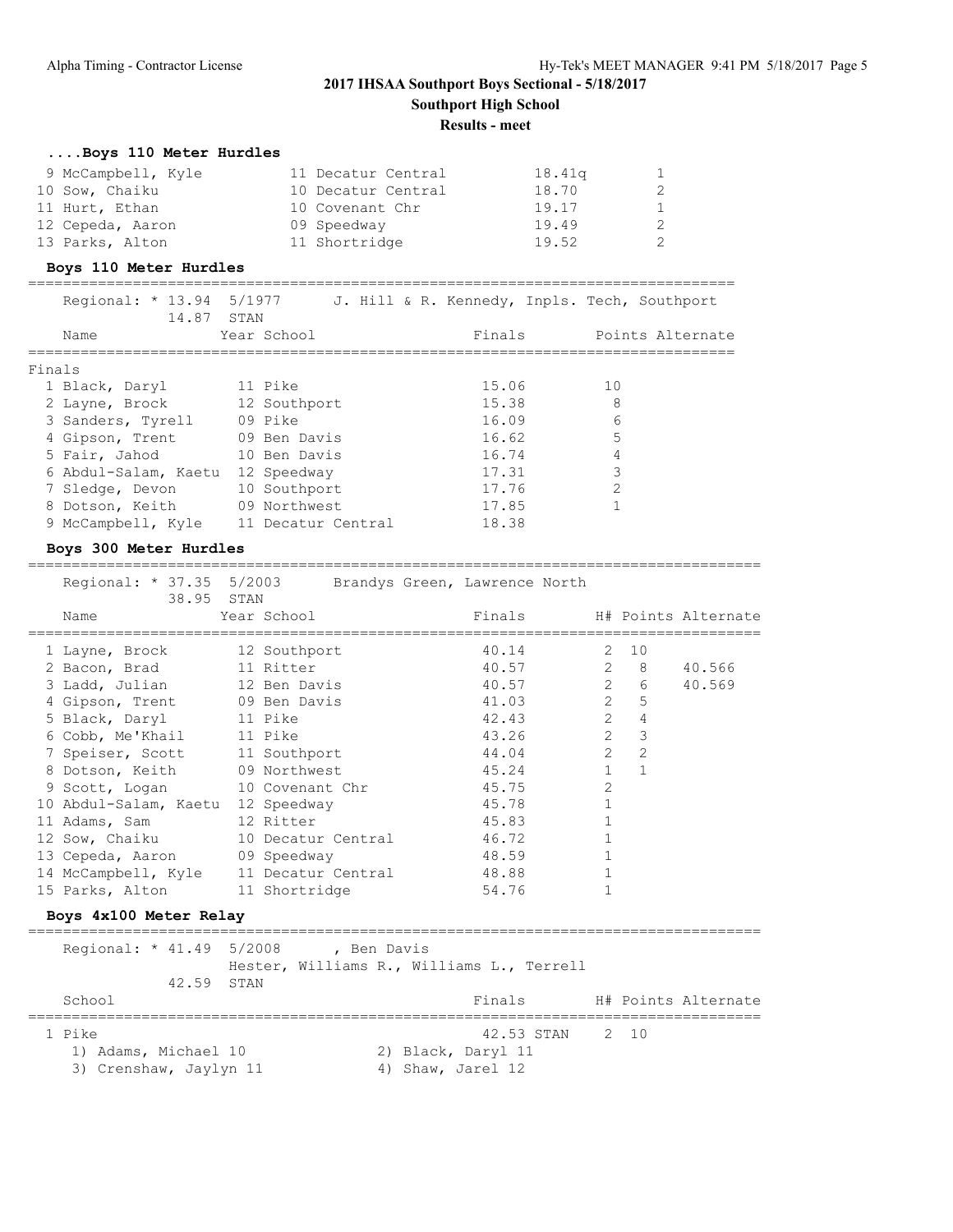## 2017 IHSAA Southport Boys Sectional - 5/18/2017

**Southport High School**

**Results - meet**

### ....Boys 110 Meter Hurdles

| | Name | Year | School | Prelims | H# |
|---|---|---|---|---|---|
| 9 | McCampbell, Kyle | 11 | Decatur Central | 18.41q | 1 |
| 10 | Sow, Chaiku | 10 | Decatur Central | 18.70 | 2 |
| 11 | Hurt, Ethan | 10 | Covenant Chr | 19.17 | 1 |
| 12 | Cepeda, Aaron | 09 | Speedway | 19.49 | 2 |
| 13 | Parks, Alton | 11 | Shortridge | 19.52 | 2 |

### Boys 110 Meter Hurdles

Regional: * 13.94 5/1977 J. Hill & R. Kennedy, Inpls. Tech, Southport
14.87 STAN

Finals

| | Name | Year | School | Finals | Points | Alternate |
|---|---|---|---|---|---|---|
| 1 | Black, Daryl | 11 | Pike | 15.06 | 10 | |
| 2 | Layne, Brock | 12 | Southport | 15.38 | 8 | |
| 3 | Sanders, Tyrell | 09 | Pike | 16.09 | 6 | |
| 4 | Gipson, Trent | 09 | Ben Davis | 16.62 | 5 | |
| 5 | Fair, Jahod | 10 | Ben Davis | 16.74 | 4 | |
| 6 | Abdul-Salam, Kaetu | 12 | Speedway | 17.31 | 3 | |
| 7 | Sledge, Devon | 10 | Southport | 17.76 | 2 | |
| 8 | Dotson, Keith | 09 | Northwest | 17.85 | 1 | |
| 9 | McCampbell, Kyle | 11 | Decatur Central | 18.38 | | |

### Boys 300 Meter Hurdles

Regional: * 37.35 5/2003 Brandys Green, Lawrence North
38.95 STAN

| | Name | Year | School | Finals | H# | Points | Alternate |
|---|---|---|---|---|---|---|---|
| 1 | Layne, Brock | 12 | Southport | 40.14 | 2 | 10 | |
| 2 | Bacon, Brad | 11 | Ritter | 40.57 | 2 | 8 | 40.566 |
| 3 | Ladd, Julian | 12 | Ben Davis | 40.57 | 2 | 6 | 40.569 |
| 4 | Gipson, Trent | 09 | Ben Davis | 41.03 | 2 | 5 | |
| 5 | Black, Daryl | 11 | Pike | 42.43 | 2 | 4 | |
| 6 | Cobb, Me'Khail | 11 | Pike | 43.26 | 2 | 3 | |
| 7 | Speiser, Scott | 11 | Southport | 44.04 | 2 | 2 | |
| 8 | Dotson, Keith | 09 | Northwest | 45.24 | 1 | 1 | |
| 9 | Scott, Logan | 10 | Covenant Chr | 45.75 | 2 | | |
| 10 | Abdul-Salam, Kaetu | 12 | Speedway | 45.78 | 1 | | |
| 11 | Adams, Sam | 12 | Ritter | 45.83 | 1 | | |
| 12 | Sow, Chaiku | 10 | Decatur Central | 46.72 | 1 | | |
| 13 | Cepeda, Aaron | 09 | Speedway | 48.59 | 1 | | |
| 14 | McCampbell, Kyle | 11 | Decatur Central | 48.88 | 1 | | |
| 15 | Parks, Alton | 11 | Shortridge | 54.76 | 1 | | |

### Boys 4x100 Meter Relay

Regional: * 41.49 5/2008 , Ben Davis
Hester, Williams R., Williams L., Terrell
42.59 STAN

| | School | Finals | H# | Points | Alternate |
|---|---|---|---|---|---|
| 1 | Pike | 42.53 STAN | 2 | 10 | |

1) Adams, Michael 10 2) Black, Daryl 11
3) Crenshaw, Jaylyn 11 4) Shaw, Jarel 12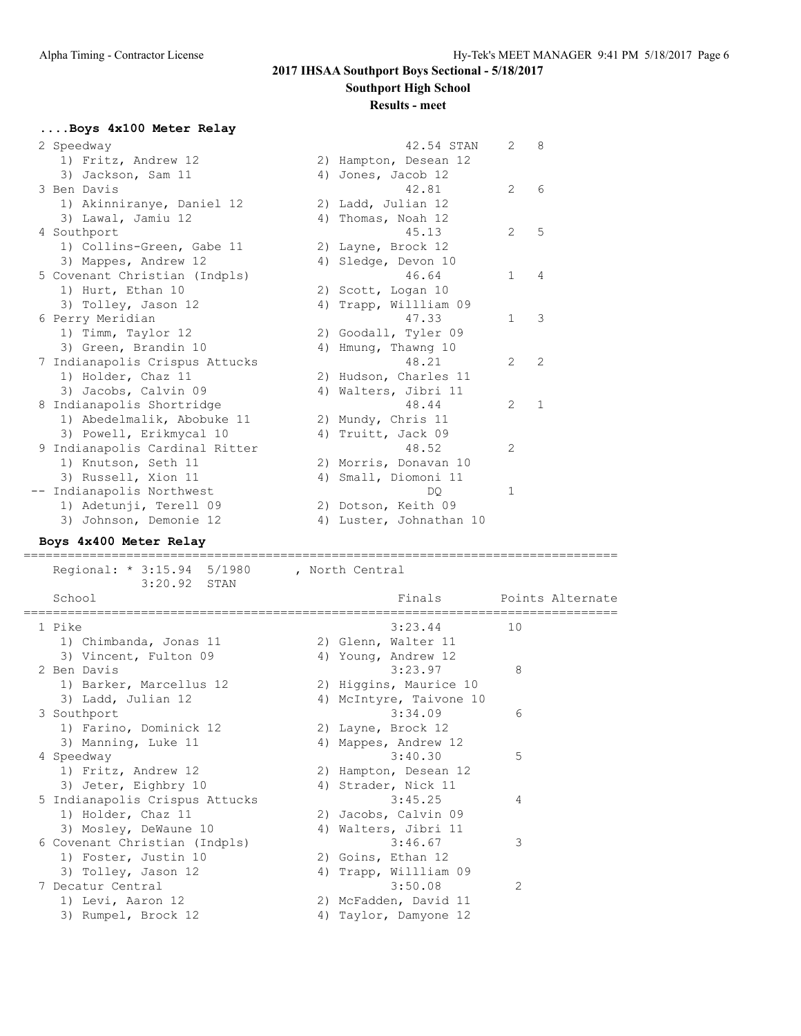2017 IHSAA Southport Boys Sectional - 5/18/2017

Southport High School

Results - meet

### ....Boys 4x100 Meter Relay

| Place | School | Finals | Heat | Points |
|---|---|---|---|---|
| 2 | Speedway | 42.54 STAN | 2 | 8 |
| | 1) Fritz, Andrew 12 · 2) Hampton, Desean 12 · 3) Jackson, Sam 11 · 4) Jones, Jacob 12 | | | |
| 3 | Ben Davis | 42.81 | 2 | 6 |
| | 1) Akinniranye, Daniel 12 · 2) Ladd, Julian 12 · 3) Lawal, Jamiu 12 · 4) Thomas, Noah 12 | | | |
| 4 | Southport | 45.13 | 2 | 5 |
| | 1) Collins-Green, Gabe 11 · 2) Layne, Brock 12 · 3) Mappes, Andrew 12 · 4) Sledge, Devon 10 | | | |
| 5 | Covenant Christian (Indpls) | 46.64 | 1 | 4 |
| | 1) Hurt, Ethan 10 · 2) Scott, Logan 10 · 3) Tolley, Jason 12 · 4) Trapp, Willliam 09 | | | |
| 6 | Perry Meridian | 47.33 | 1 | 3 |
| | 1) Timm, Taylor 12 · 2) Goodall, Tyler 09 · 3) Green, Brandin 10 · 4) Hmung, Thawng 10 | | | |
| 7 | Indianapolis Crispus Attucks | 48.21 | 2 | 2 |
| | 1) Holder, Chaz 11 · 2) Hudson, Charles 11 · 3) Jacobs, Calvin 09 · 4) Walters, Jibri 11 | | | |
| 8 | Indianapolis Shortridge | 48.44 | 2 | 1 |
| | 1) Abedelmalik, Abobuke 11 · 2) Mundy, Chris 11 · 3) Powell, Erikmycal 10 · 4) Truitt, Jack 09 | | | |
| 9 | Indianapolis Cardinal Ritter | 48.52 | 2 | |
| | 1) Knutson, Seth 11 · 2) Morris, Donavan 10 · 3) Russell, Xion 11 · 4) Small, Diomoni 11 | | | |
| -- | Indianapolis Northwest | DQ | 1 | |
| | 1) Adetunji, Terell 09 · 2) Dotson, Keith 09 · 3) Johnson, Demonie 12 · 4) Luster, Johnathan 10 | | | |

### Boys 4x400 Meter Relay

Regional: * 3:15.94 5/1980 , North Central
3:20.92 STAN

| Place | School | Finals | Points | Alternate |
|---|---|---|---|---|
| 1 | Pike | 3:23.44 | 10 | |
| | 1) Chimbanda, Jonas 11 · 2) Glenn, Walter 11 · 3) Vincent, Fulton 09 · 4) Young, Andrew 12 | | | |
| 2 | Ben Davis | 3:23.97 | 8 | |
| | 1) Barker, Marcellus 12 · 2) Higgins, Maurice 10 · 3) Ladd, Julian 12 · 4) McIntyre, Taivone 10 | | | |
| 3 | Southport | 3:34.09 | 6 | |
| | 1) Farino, Dominick 12 · 2) Layne, Brock 12 · 3) Manning, Luke 11 · 4) Mappes, Andrew 12 | | | |
| 4 | Speedway | 3:40.30 | 5 | |
| | 1) Fritz, Andrew 12 · 2) Hampton, Desean 12 · 3) Jeter, Eighbry 10 · 4) Strader, Nick 11 | | | |
| 5 | Indianapolis Crispus Attucks | 3:45.25 | 4 | |
| | 1) Holder, Chaz 11 · 2) Jacobs, Calvin 09 · 3) Mosley, DeWaune 10 · 4) Walters, Jibri 11 | | | |
| 6 | Covenant Christian (Indpls) | 3:46.67 | 3 | |
| | 1) Foster, Justin 10 · 2) Goins, Ethan 12 · 3) Tolley, Jason 12 · 4) Trapp, Willliam 09 | | | |
| 7 | Decatur Central | 3:50.08 | 2 | |
| | 1) Levi, Aaron 12 · 2) McFadden, David 11 · 3) Rumpel, Brock 12 · 4) Taylor, Damyone 12 | | | |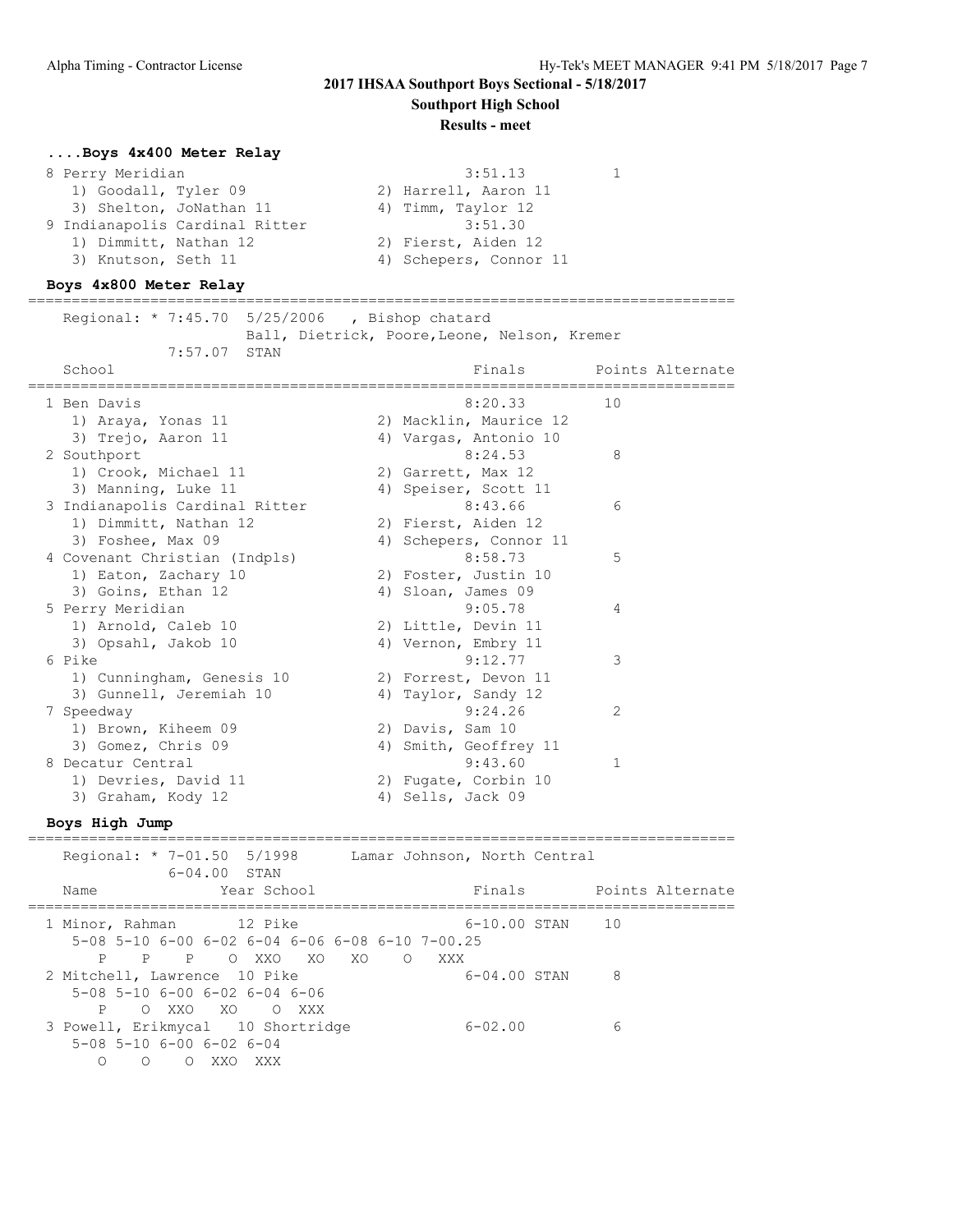# 2017 IHSAA Southport Boys Sectional - 5/18/2017

## Southport High School

### Results - meet

#### ....Boys 4x400 Meter Relay

| Place | School | Finals | Points |
|---|---|---|---|
| 8 | Perry Meridian | 3:51.13 | 1 |
| | 1) Goodall, Tyler 09; 2) Harrell, Aaron 11; 3) Shelton, JoNathan 11; 4) Timm, Taylor 12 | | |
| 9 | Indianapolis Cardinal Ritter | 3:51.30 | |
| | 1) Dimmitt, Nathan 12; 2) Fierst, Aiden 12; 3) Knutson, Seth 11; 4) Schepers, Connor 11 | | |

#### Boys 4x800 Meter Relay

Regional: * 7:45.70 5/25/2006 , Bishop chatard
Ball, Dietrick, Poore,Leone, Nelson, Kremer
7:57.07 STAN

| Place | School | Finals | Points | Alternate |
|---|---|---|---|---|
| 1 | Ben Davis | 8:20.33 | 10 | |
| | 1) Araya, Yonas 11; 2) Macklin, Maurice 12; 3) Trejo, Aaron 11; 4) Vargas, Antonio 10 | | | |
| 2 | Southport | 8:24.53 | 8 | |
| | 1) Crook, Michael 11; 2) Garrett, Max 12; 3) Manning, Luke 11; 4) Speiser, Scott 11 | | | |
| 3 | Indianapolis Cardinal Ritter | 8:43.66 | 6 | |
| | 1) Dimmitt, Nathan 12; 2) Fierst, Aiden 12; 3) Foshee, Max 09; 4) Schepers, Connor 11 | | | |
| 4 | Covenant Christian (Indpls) | 8:58.73 | 5 | |
| | 1) Eaton, Zachary 10; 2) Foster, Justin 10; 3) Goins, Ethan 12; 4) Sloan, James 09 | | | |
| 5 | Perry Meridian | 9:05.78 | 4 | |
| | 1) Arnold, Caleb 10; 2) Little, Devin 11; 3) Opsahl, Jakob 10; 4) Vernon, Embry 11 | | | |
| 6 | Pike | 9:12.77 | 3 | |
| | 1) Cunningham, Genesis 10; 2) Forrest, Devon 11; 3) Gunnell, Jeremiah 10; 4) Taylor, Sandy 12 | | | |
| 7 | Speedway | 9:24.26 | 2 | |
| | 1) Brown, Kiheem 09; 2) Davis, Sam 10; 3) Gomez, Chris 09; 4) Smith, Geoffrey 11 | | | |
| 8 | Decatur Central | 9:43.60 | 1 | |
| | 1) Devries, David 11; 2) Fugate, Corbin 10; 3) Graham, Kody 12; 4) Sells, Jack 09 | | | |

#### Boys High Jump

Regional: * 7-01.50 5/1998 Lamar Johnson, North Central
6-04.00 STAN

| Place | Name | Year | School | Finals | Points | Alternate |
|---|---|---|---|---|---|---|
| 1 | Minor, Rahman | 12 | Pike | 6-10.00 STAN | 10 | |
| | 5-08 P, 5-10 P, 6-00 P, 6-02 O, 6-04 XXO, 6-06 XO, 6-08 XO, 6-10 O, 7-00.25 XXX | | | | | |
| 2 | Mitchell, Lawrence | 10 | Pike | 6-04.00 STAN | 8 | |
| | 5-08 P, 5-10 O, 6-00 XXO, 6-02 XO, 6-04 O, 6-06 XXX | | | | | |
| 3 | Powell, Erikmycal | 10 | Shortridge | 6-02.00 | 6 | |
| | 5-08 O, 5-10 O, 6-00 O, 6-02 XXO, 6-04 XXX | | | | | |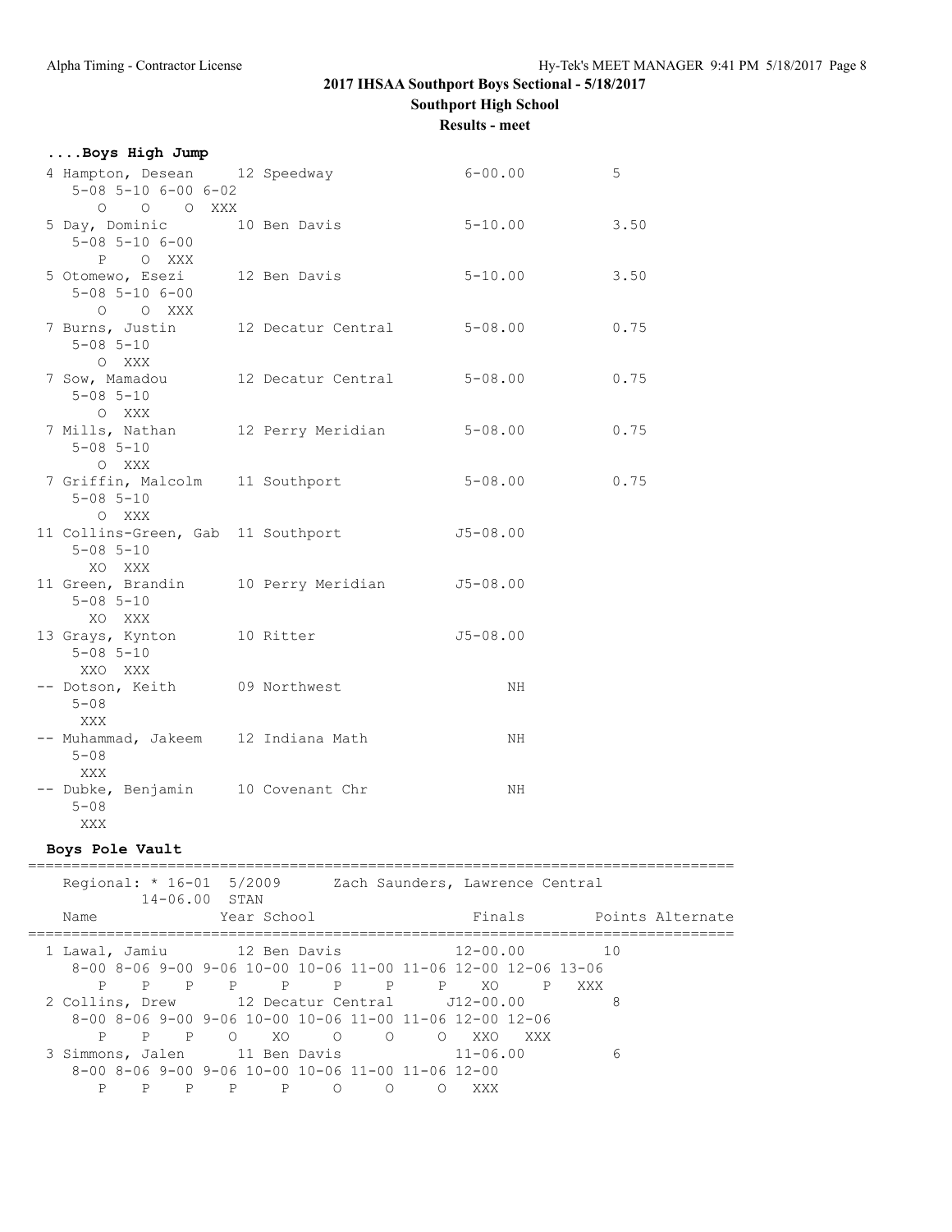## 2017 IHSAA Southport Boys Sectional - 5/18/2017

**Southport High School**

**Results - meet**

### ....Boys High Jump

```
  4 Hampton, Desean     12 Speedway               6-00.00          5
     5-08 5-10 6-00 6-02
        O    O    O  XXX
  5 Day, Dominic        10 Ben Davis              5-10.00          3.50
     5-08 5-10 6-00
        P    O  XXX
  5 Otomewo, Esezi      12 Ben Davis              5-10.00          3.50
     5-08 5-10 6-00
        O    O  XXX
  7 Burns, Justin       12 Decatur Central        5-08.00          0.75
     5-08 5-10
        O  XXX
  7 Sow, Mamadou        12 Decatur Central        5-08.00          0.75
     5-08 5-10
        O  XXX
  7 Mills, Nathan       12 Perry Meridian         5-08.00          0.75
     5-08 5-10
        O  XXX
  7 Griffin, Malcolm    11 Southport              5-08.00          0.75
     5-08 5-10
        O  XXX
 11 Collins-Green, Gab  11 Southport             J5-08.00
     5-08 5-10
       XO  XXX
 11 Green, Brandin      10 Perry Meridian        J5-08.00
     5-08 5-10
       XO  XXX
 13 Grays, Kynton       10 Ritter                J5-08.00
     5-08 5-10
      XXO  XXX
 -- Dotson, Keith       09 Northwest                   NH
     5-08
      XXX
 -- Muhammad, Jakeem    12 Indiana Math                NH
     5-08
      XXX
 -- Dubke, Benjamin     10 Covenant Chr                NH
     5-08
      XXX
```

### Boys Pole Vault

```
=================================================================================
    Regional: * 16-01  5/2009      Zach Saunders, Lawrence Central
            14-06.00  STAN
    Name                 Year School                  Finals        Points Alternate
=================================================================================
  1 Lawal, Jamiu        12 Ben Davis              12-00.00         10
     8-00 8-06 9-00 9-06 10-00 10-06 11-00 11-06 12-00 12-06 13-06
        P    P    P    P     P     P     P     P    XO     P   XXX
  2 Collins, Drew       12 Decatur Central       J12-00.00          8
     8-00 8-06 9-00 9-06 10-00 10-06 11-00 11-06 12-00 12-06
        P    P    P    O    XO     O     O     O   XXO   XXX
  3 Simmons, Jalen      11 Ben Davis              11-06.00          6
     8-00 8-06 9-00 9-06 10-00 10-06 11-00 11-06 12-00
        P    P    P    P     P     O     O     O   XXX
```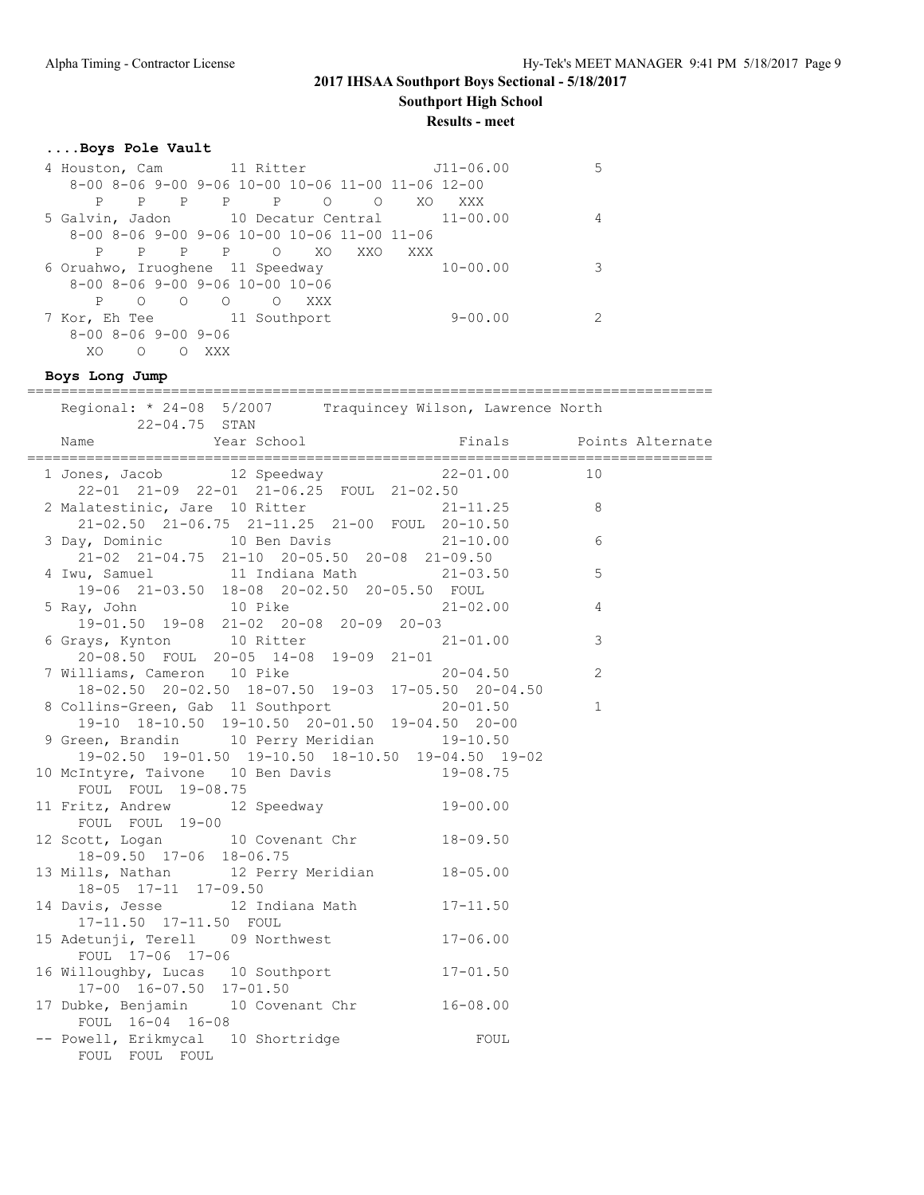## 2017 IHSAA Southport Boys Sectional - 5/18/2017

**Southport High School**

**Results - meet**

### ....Boys Pole Vault

```
  4 Houston, Cam         11 Ritter                J11-06.00          5
     8-00 8-06 9-00 9-06 10-00 10-06 11-00 11-06 12-00
        P    P    P    P     P     O     O    XO   XXX
  5 Galvin, Jadon        10 Decatur Central        11-00.00          4
     8-00 8-06 9-00 9-06 10-00 10-06 11-00 11-06
        P    P    P    P     O    XO   XXO   XXX
  6 Oruahwo, Iruoghene  11 Speedway               10-00.00          3
     8-00 8-06 9-00 9-06 10-00 10-06
        P    O    O    O     O   XXX
  7 Kor, Eh Tee          11 Southport               9-00.00          2
     8-00 8-06 9-00 9-06
       XO    O    O  XXX
```

### Boys Long Jump

```
=================================================================================
    Regional: * 24-08  5/2007      Traquincey Wilson, Lawrence North
            22-04.75  STAN
    Name                Year School              Finals       Points Alternate
=================================================================================
  1 Jones, Jacob         12 Speedway               22-01.00         10
     22-01  21-09  22-01  21-06.25  FOUL  21-02.50
  2 Malatestinic, Jare  10 Ritter                 21-11.25          8
     21-02.50  21-06.75  21-11.25  21-00  FOUL  20-10.50
  3 Day, Dominic         10 Ben Davis              21-10.00          6
     21-02  21-04.75  21-10  20-05.50  20-08  21-09.50
  4 Iwu, Samuel          11 Indiana Math           21-03.50          5
     19-06  21-03.50  18-08  20-02.50  20-05.50  FOUL
  5 Ray, John            10 Pike                   21-02.00          4
     19-01.50  19-08  21-02  20-08  20-09  20-03
  6 Grays, Kynton        10 Ritter                 21-01.00          3
     20-08.50  FOUL  20-05  14-08  19-09  21-01
  7 Williams, Cameron   10 Pike                   20-04.50          2
     18-02.50  20-02.50  18-07.50  19-03  17-05.50  20-04.50
  8 Collins-Green, Gab  11 Southport              20-01.50          1
     19-10  18-10.50  19-10.50  20-01.50  19-04.50  20-00
  9 Green, Brandin       10 Perry Meridian         19-10.50
     19-02.50  19-01.50  19-10.50  18-10.50  19-04.50  19-02
 10 McIntyre, Taivone   10 Ben Davis              19-08.75
     FOUL  FOUL  19-08.75
 11 Fritz, Andrew        12 Speedway               19-00.00
     FOUL  FOUL  19-00
 12 Scott, Logan         10 Covenant Chr           18-09.50
     18-09.50  17-06  18-06.75
 13 Mills, Nathan        12 Perry Meridian         18-05.00
     18-05  17-11  17-09.50
 14 Davis, Jesse         12 Indiana Math           17-11.50
     17-11.50  17-11.50  FOUL
 15 Adetunji, Terell    09 Northwest              17-06.00
     FOUL  17-06  17-06
 16 Willoughby, Lucas   10 Southport              17-01.50
     17-00  16-07.50  17-01.50
 17 Dubke, Benjamin     10 Covenant Chr           16-08.00
     FOUL  16-04  16-08
 -- Powell, Erikmycal   10 Shortridge                 FOUL
     FOUL  FOUL  FOUL
```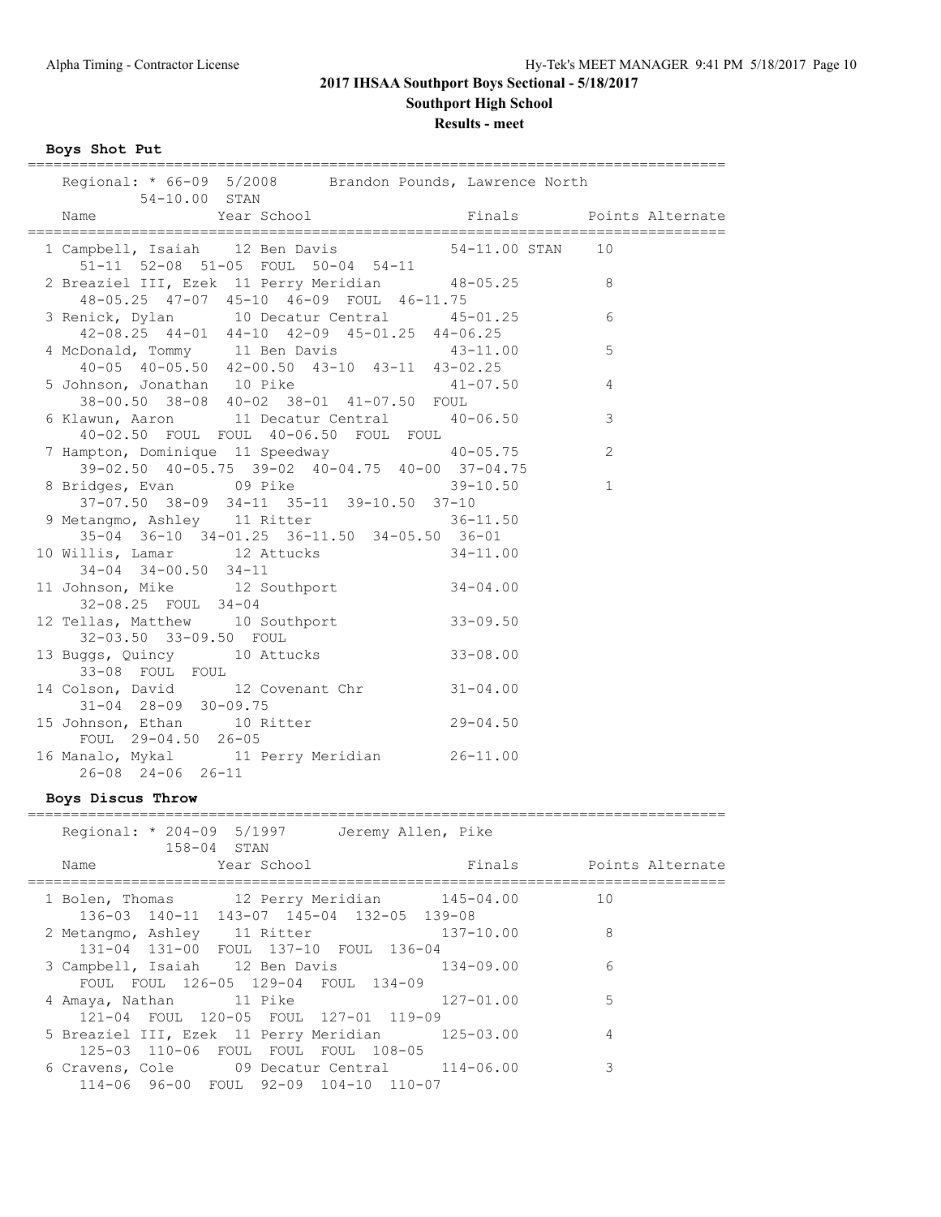## 2017 IHSAA Southport Boys Sectional - 5/18/2017

### Southport High School

### Results - meet

**Boys Shot Put**

Regional: * 66-09 5/2008 Brandon Pounds, Lawrence North
54-10.00 STAN

| Name | Year | School | Finals | Points |
|---|---|---|---|---|
| 1 Campbell, Isaiah | 12 | Ben Davis | 54-11.00 STAN | 10 |
| 51-11 52-08 51-05 FOUL 50-04 54-11 | | | | |
| 2 Breaziel III, Ezek | 11 | Perry Meridian | 48-05.25 | 8 |
| 48-05.25 47-07 45-10 46-09 FOUL 46-11.75 | | | | |
| 3 Renick, Dylan | 10 | Decatur Central | 45-01.25 | 6 |
| 42-08.25 44-01 44-10 42-09 45-01.25 44-06.25 | | | | |
| 4 McDonald, Tommy | 11 | Ben Davis | 43-11.00 | 5 |
| 40-05 40-05.50 42-00.50 43-10 43-11 43-02.25 | | | | |
| 5 Johnson, Jonathan | 10 | Pike | 41-07.50 | 4 |
| 38-00.50 38-08 40-02 38-01 41-07.50 FOUL | | | | |
| 6 Klawun, Aaron | 11 | Decatur Central | 40-06.50 | 3 |
| 40-02.50 FOUL FOUL 40-06.50 FOUL FOUL | | | | |
| 7 Hampton, Dominique | 11 | Speedway | 40-05.75 | 2 |
| 39-02.50 40-05.75 39-02 40-04.75 40-00 37-04.75 | | | | |
| 8 Bridges, Evan | 09 | Pike | 39-10.50 | 1 |
| 37-07.50 38-09 34-11 35-11 39-10.50 37-10 | | | | |
| 9 Metangmo, Ashley | 11 | Ritter | 36-11.50 | |
| 35-04 36-10 34-01.25 36-11.50 34-05.50 36-01 | | | | |
| 10 Willis, Lamar | 12 | Attucks | 34-11.00 | |
| 34-04 34-00.50 34-11 | | | | |
| 11 Johnson, Mike | 12 | Southport | 34-04.00 | |
| 32-08.25 FOUL 34-04 | | | | |
| 12 Tellas, Matthew | 10 | Southport | 33-09.50 | |
| 32-03.50 33-09.50 FOUL | | | | |
| 13 Buggs, Quincy | 10 | Attucks | 33-08.00 | |
| 33-08 FOUL FOUL | | | | |
| 14 Colson, David | 12 | Covenant Chr | 31-04.00 | |
| 31-04 28-09 30-09.75 | | | | |
| 15 Johnson, Ethan | 10 | Ritter | 29-04.50 | |
| FOUL 29-04.50 26-05 | | | | |
| 16 Manalo, Mykal | 11 | Perry Meridian | 26-11.00 | |
| 26-08 24-06 26-11 | | | | |

**Boys Discus Throw**

Regional: * 204-09 5/1997 Jeremy Allen, Pike
158-04 STAN

| Name | Year | School | Finals | Points |
|---|---|---|---|---|
| 1 Bolen, Thomas | 12 | Perry Meridian | 145-04.00 | 10 |
| 136-03 140-11 143-07 145-04 132-05 139-08 | | | | |
| 2 Metangmo, Ashley | 11 | Ritter | 137-10.00 | 8 |
| 131-04 131-00 FOUL 137-10 FOUL 136-04 | | | | |
| 3 Campbell, Isaiah | 12 | Ben Davis | 134-09.00 | 6 |
| FOUL FOUL 126-05 129-04 FOUL 134-09 | | | | |
| 4 Amaya, Nathan | 11 | Pike | 127-01.00 | 5 |
| 121-04 FOUL 120-05 FOUL 127-01 119-09 | | | | |
| 5 Breaziel III, Ezek | 11 | Perry Meridian | 125-03.00 | 4 |
| 125-03 110-06 FOUL FOUL FOUL 108-05 | | | | |
| 6 Cravens, Cole | 09 | Decatur Central | 114-06.00 | 3 |
| 114-06 96-00 FOUL 92-09 104-10 110-07 | | | | |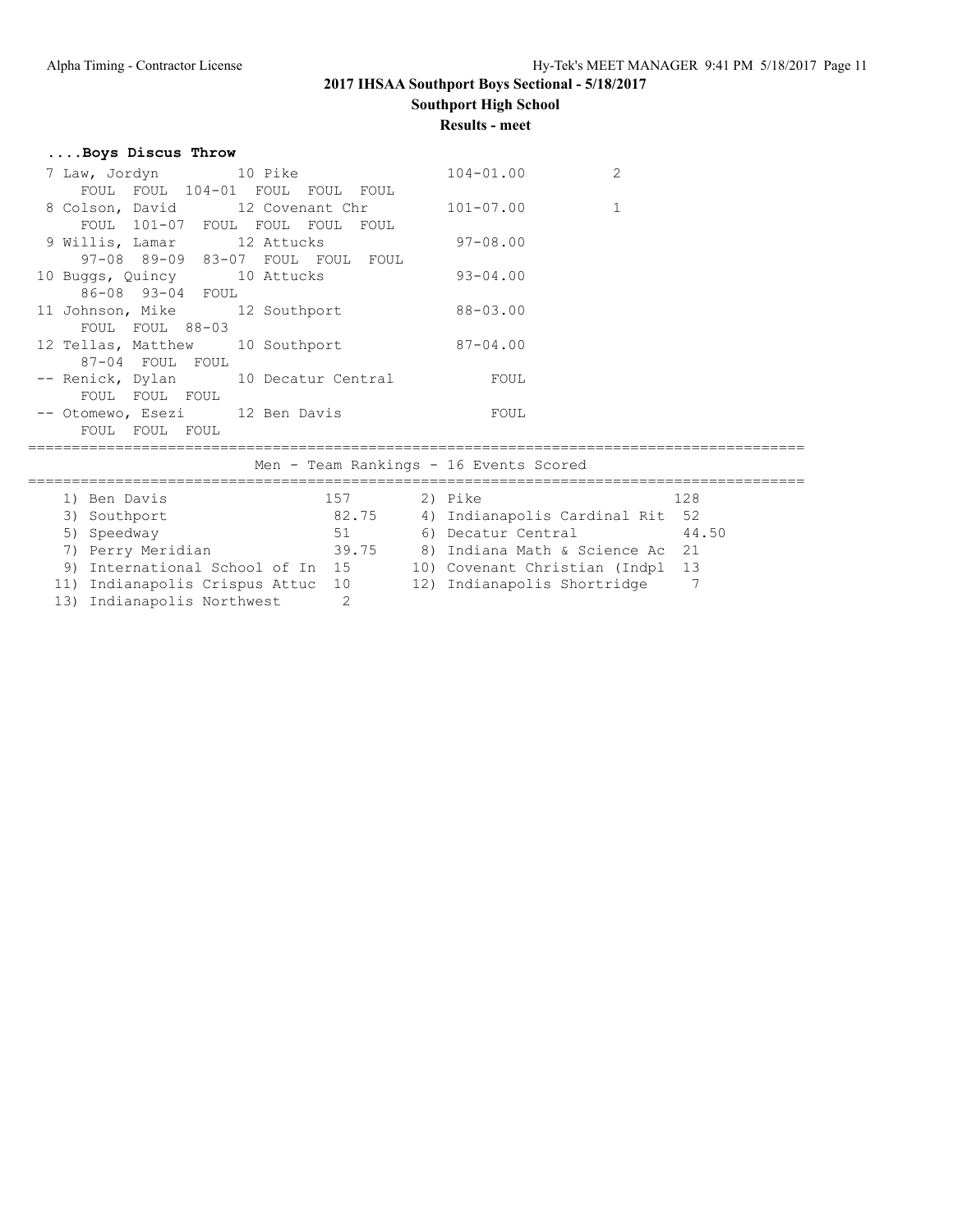## 2017 IHSAA Southport Boys Sectional - 5/18/2017

**Southport High School**

**Results - meet**

### ....Boys Discus Throw

| Place | Name | Year | School | Mark | Points |
|---|---|---|---|---|---|
| 7 | Law, Jordyn | 10 | Pike | 104-01.00 | 2 |
| | FOUL FOUL 104-01 FOUL FOUL FOUL | | | | |
| 8 | Colson, David | 12 | Covenant Chr | 101-07.00 | 1 |
| | FOUL 101-07 FOUL FOUL FOUL FOUL | | | | |
| 9 | Willis, Lamar | 12 | Attucks | 97-08.00 | |
| | 97-08 89-09 83-07 FOUL FOUL FOUL | | | | |
| 10 | Buggs, Quincy | 10 | Attucks | 93-04.00 | |
| | 86-08 93-04 FOUL | | | | |
| 11 | Johnson, Mike | 12 | Southport | 88-03.00 | |
| | FOUL FOUL 88-03 | | | | |
| 12 | Tellas, Matthew | 10 | Southport | 87-04.00 | |
| | 87-04 FOUL FOUL | | | | |
| -- | Renick, Dylan | 10 | Decatur Central | FOUL | |
| | FOUL FOUL FOUL | | | | |
| -- | Otomewo, Esezi | 12 | Ben Davis | FOUL | |
| | FOUL FOUL FOUL | | | | |

### Men - Team Rankings - 16 Events Scored

| Rank | Team | Points | Rank | Team | Points |
|---|---|---|---|---|---|
| 1) | Ben Davis | 157 | 2) | Pike | 128 |
| 3) | Southport | 82.75 | 4) | Indianapolis Cardinal Rit | 52 |
| 5) | Speedway | 51 | 6) | Decatur Central | 44.50 |
| 7) | Perry Meridian | 39.75 | 8) | Indiana Math & Science Ac | 21 |
| 9) | International School of In | 15 | 10) | Covenant Christian (Indpl | 13 |
| 11) | Indianapolis Crispus Attuc | 10 | 12) | Indianapolis Shortridge | 7 |
| 13) | Indianapolis Northwest | 2 | | | |